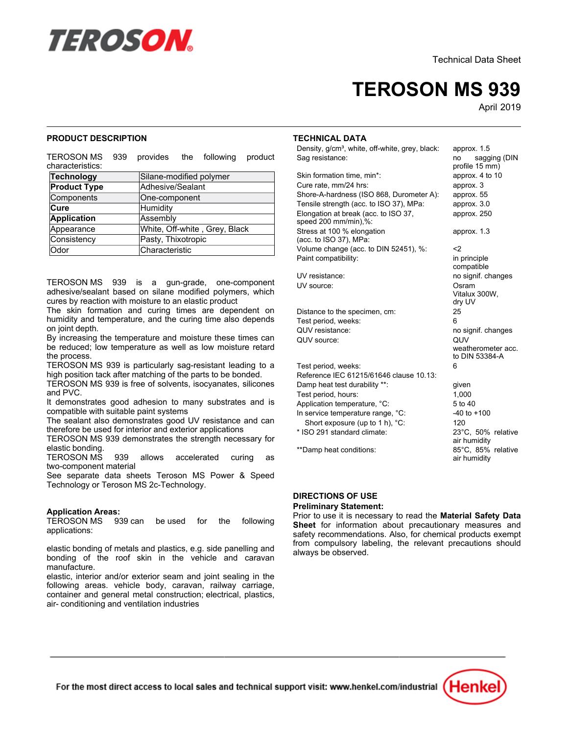Technical Data Sheet

# TEROSON MS 939

April 2019

## PRODUCT DESCRIPTION

TEROSON MS 939 provides the following product characteristics:

| **Technology** | Silane-modified polymer |
|---|---|
| **Product Type** | Adhesive/Sealant |
| Components | One-component |
| **Cure** | Humidity |
| **Application** | Assembly |
| Appearance | White, Off-white , Grey, Black |
| Consistency | Pasty, Thixotropic |
| Odor | Characteristic |

TEROSON MS 939 is a gun-grade, one-component adhesive/sealant based on silane modified polymers, which cures by reaction with moisture to an elastic product

The skin formation and curing times are dependent on humidity and temperature, and the curing time also depends on joint depth.

By increasing the temperature and moisture these times can be reduced; low temperature as well as low moisture retard the process.

TEROSON MS 939 is particularly sag-resistant leading to a high position tack after matching of the parts to be bonded.

TEROSON MS 939 is free of solvents, isocyanates, silicones and PVC.

It demonstrates good adhesion to many substrates and is compatible with suitable paint systems

The sealant also demonstrates good UV resistance and can therefore be used for interior and exterior applications

TEROSON MS 939 demonstrates the strength necessary for elastic bonding.

TEROSON MS 939 allows accelerated curing as two-component material

See separate data sheets Teroson MS Power & Speed Technology or Teroson MS 2c-Technology.

**Application Areas:**

TEROSON MS 939 can be used for the following applications:

elastic bonding of metals and plastics, e.g. side panelling and bonding of the roof skin in the vehicle and caravan manufacture.

elastic, interior and/or exterior seam and joint sealing in the following areas. vehicle body, caravan, railway carriage, container and general metal construction; electrical, plastics, air- conditioning and ventilation industries

## TECHNICAL DATA

| | |
|---|---|
| Density, g/cm³, white, off-white, grey, black: | approx. 1.5 |
| Sag resistance: | no sagging (DIN profile 15 mm) |
| Skin formation time, min*: | approx. 4 to 10 |
| Cure rate, mm/24 hrs: | approx. 3 |
| Shore-A-hardness (ISO 868, Durometer A): | approx. 55 |
| Tensile strength (acc. to ISO 37), MPa: | approx. 3.0 |
| Elongation at break (acc. to ISO 37, speed 200 mm/min),%: | approx. 250 |
| Stress at 100 % elongation (acc. to ISO 37), MPa: | approx. 1.3 |
| Volume change (acc. to DIN 52451), %: | <2 |
| Paint compatibility: | in principle compatible |
| UV resistance: | no signif. changes |
| UV source: | Osram Vitalux 300W, dry UV |
| Distance to the specimen, cm: | 25 |
| Test period, weeks: | 6 |
| QUV resistance: | no signif. changes |
| QUV source: | QUV weatherometer acc. to DIN 53384-A |
| Test period, weeks: | 6 |
| Reference IEC 61215/61646 clause 10.13: | |
| Damp heat test durability **: | given |
| Test period, hours: | 1,000 |
| Application temperature, °C: | 5 to 40 |
| In service temperature range, °C: | -40 to +100 |
| Short exposure (up to 1 h), °C: | 120 |
| * ISO 291 standard climate: | 23°C, 50% relative air humidity |
| **Damp heat conditions: | 85°C, 85% relative air humidity |

## DIRECTIONS OF USE

**Preliminary Statement:**

Prior to use it is necessary to read the **Material Safety Data Sheet** for information about precautionary measures and safety recommendations. Also, for chemical products exempt from compulsory labeling, the relevant precautions should always be observed.

For the most direct access to local sales and technical support visit: www.henkel.com/industrial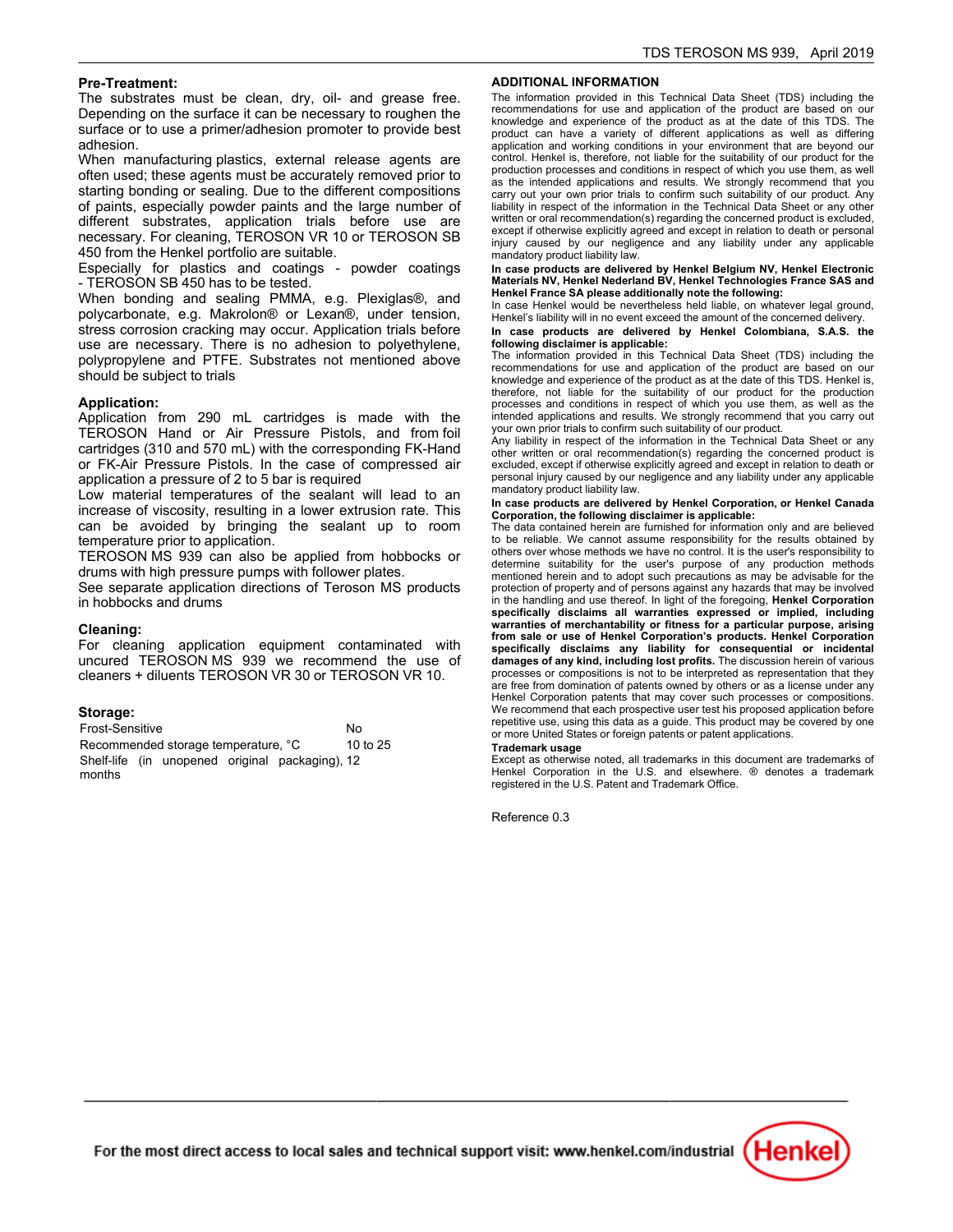### Pre-Treatment:

The substrates must be clean, dry, oil- and grease free. Depending on the surface it can be necessary to roughen the surface or to use a primer/adhesion promoter to provide best adhesion.

When manufacturing plastics, external release agents are often used; these agents must be accurately removed prior to starting bonding or sealing. Due to the different compositions of paints, especially powder paints and the large number of different substrates, application trials before use are necessary. For cleaning, TEROSON VR 10 or TEROSON SB 450 from the Henkel portfolio are suitable.

Especially for plastics and coatings - powder coatings - TEROSON SB 450 has to be tested.

When bonding and sealing PMMA, e.g. Plexiglas®, and polycarbonate, e.g. Makrolon® or Lexan®, under tension, stress corrosion cracking may occur. Application trials before use are necessary. There is no adhesion to polyethylene, polypropylene and PTFE. Substrates not mentioned above should be subject to trials

### Application:

Application from 290 mL cartridges is made with the TEROSON Hand or Air Pressure Pistols, and from foil cartridges (310 and 570 mL) with the corresponding FK-Hand or FK-Air Pressure Pistols. In the case of compressed air application a pressure of 2 to 5 bar is required

Low material temperatures of the sealant will lead to an increase of viscosity, resulting in a lower extrusion rate. This can be avoided by bringing the sealant up to room temperature prior to application.

TEROSON MS 939 can also be applied from hobbocks or drums with high pressure pumps with follower plates.

See separate application directions of Teroson MS products in hobbocks and drums

### Cleaning:

For cleaning application equipment contaminated with uncured TEROSON MS 939 we recommend the use of cleaners + diluents TEROSON VR 30 or TEROSON VR 10.

### Storage:

| | |
|---|---|
| Frost-Sensitive | No |
| Recommended storage temperature, °C | 10 to 25 |
| Shelf-life (in unopened original packaging), months | 12 |

### ADDITIONAL INFORMATION

The information provided in this Technical Data Sheet (TDS) including the recommendations for use and application of the product are based on our knowledge and experience of the product as at the date of this TDS. The product can have a variety of different applications as well as differing application and working conditions in your environment that are beyond our control. Henkel is, therefore, not liable for the suitability of our product for the production processes and conditions in respect of which you use them, as well as the intended applications and results. We strongly recommend that you carry out your own prior trials to confirm such suitability of our product. Any liability in respect of the information in the Technical Data Sheet or any other written or oral recommendation(s) regarding the concerned product is excluded, except if otherwise explicitly agreed and except in relation to death or personal injury caused by our negligence and any liability under any applicable mandatory product liability law.

**In case products are delivered by Henkel Belgium NV, Henkel Electronic Materials NV, Henkel Nederland BV, Henkel Technologies France SAS and Henkel France SA please additionally note the following:**

In case Henkel would be nevertheless held liable, on whatever legal ground, Henkel's liability will in no event exceed the amount of the concerned delivery.

**In case products are delivered by Henkel Colombiana, S.A.S. the following disclaimer is applicable:**

The information provided in this Technical Data Sheet (TDS) including the recommendations for use and application of the product are based on our knowledge and experience of the product as at the date of this TDS. Henkel is, therefore, not liable for the suitability of our product for the production processes and conditions in respect of which you use them, as well as the intended applications and results. We strongly recommend that you carry out your own prior trials to confirm such suitability of our product.

Any liability in respect of the information in the Technical Data Sheet or any other written or oral recommendation(s) regarding the concerned product is excluded, except if otherwise explicitly agreed and except in relation to death or personal injury caused by our negligence and any liability under any applicable mandatory product liability law.

**In case products are delivered by Henkel Corporation, or Henkel Canada Corporation, the following disclaimer is applicable:**

The data contained herein are furnished for information only and are believed to be reliable. We cannot assume responsibility for the results obtained by others over whose methods we have no control. It is the user's responsibility to determine suitability for the user's purpose of any production methods mentioned herein and to adopt such precautions as may be advisable for the protection of property and of persons against any hazards that may be involved in the handling and use thereof. In light of the foregoing, **Henkel Corporation specifically disclaims all warranties expressed or implied, including warranties of merchantability or fitness for a particular purpose, arising from sale or use of Henkel Corporation's products. Henkel Corporation specifically disclaims any liability for consequential or incidental damages of any kind, including lost profits.** The discussion herein of various processes or compositions is not to be interpreted as representation that they are free from domination of patents owned by others or as a license under any Henkel Corporation patents that may cover such processes or compositions. We recommend that each prospective user test his proposed application before repetitive use, using this data as a guide. This product may be covered by one or more United States or foreign patents or patent applications.

**Trademark usage**

Except as otherwise noted, all trademarks in this document are trademarks of Henkel Corporation in the U.S. and elsewhere. ® denotes a trademark registered in the U.S. Patent and Trademark Office.

Reference 0.3